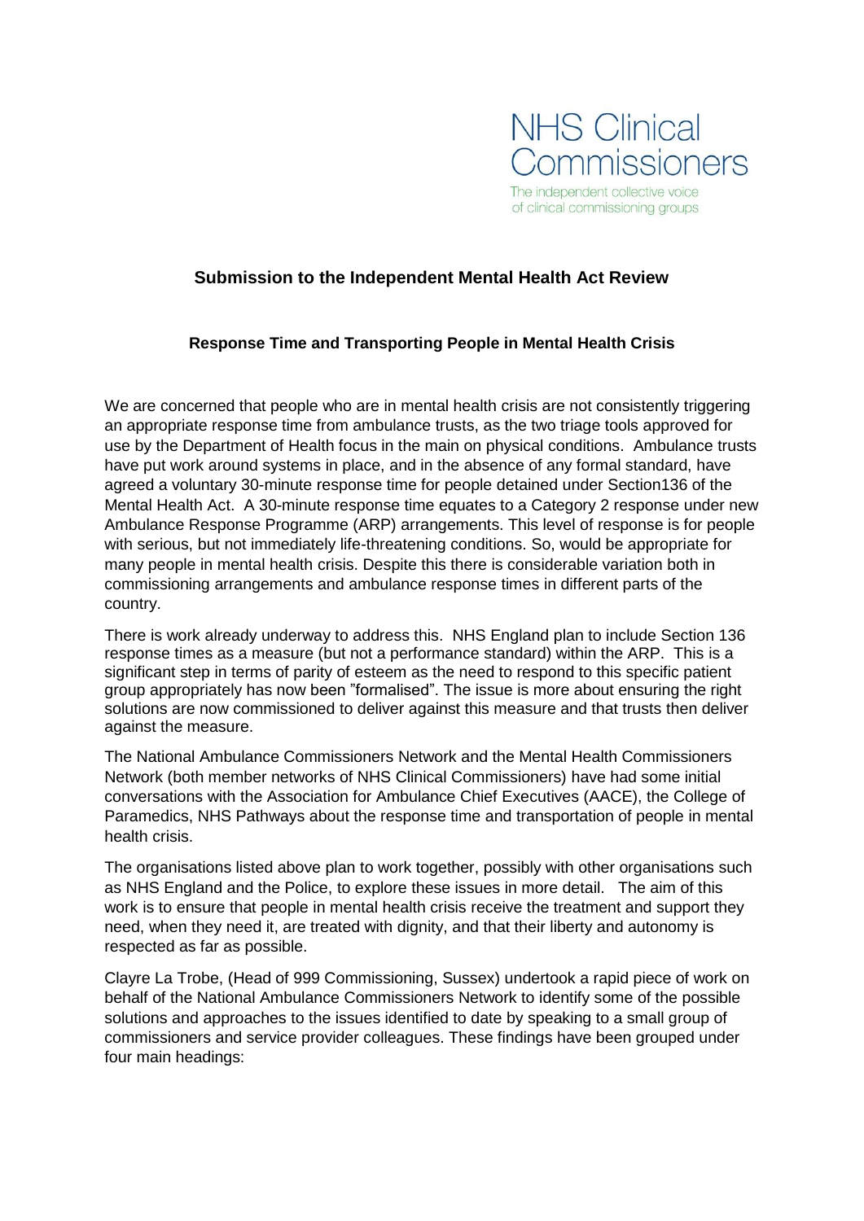NHS Clinical Commissioners

The independent collective voice of clinical commissioning groups

## Submission to the Independent Mental Health Act Review

### Response Time and Transporting People in Mental Health Crisis

We are concerned that people who are in mental health crisis are not consistently triggering an appropriate response time from ambulance trusts, as the two triage tools approved for use by the Department of Health focus in the main on physical conditions. Ambulance trusts have put work around systems in place, and in the absence of any formal standard, have agreed a voluntary 30-minute response time for people detained under Section136 of the Mental Health Act. A 30-minute response time equates to a Category 2 response under new Ambulance Response Programme (ARP) arrangements. This level of response is for people with serious, but not immediately life-threatening conditions. So, would be appropriate for many people in mental health crisis. Despite this there is considerable variation both in commissioning arrangements and ambulance response times in different parts of the country.

There is work already underway to address this. NHS England plan to include Section 136 response times as a measure (but not a performance standard) within the ARP. This is a significant step in terms of parity of esteem as the need to respond to this specific patient group appropriately has now been "formalised". The issue is more about ensuring the right solutions are now commissioned to deliver against this measure and that trusts then deliver against the measure.

The National Ambulance Commissioners Network and the Mental Health Commissioners Network (both member networks of NHS Clinical Commissioners) have had some initial conversations with the Association for Ambulance Chief Executives (AACE), the College of Paramedics, NHS Pathways about the response time and transportation of people in mental health crisis.

The organisations listed above plan to work together, possibly with other organisations such as NHS England and the Police, to explore these issues in more detail. The aim of this work is to ensure that people in mental health crisis receive the treatment and support they need, when they need it, are treated with dignity, and that their liberty and autonomy is respected as far as possible.

Clayre La Trobe, (Head of 999 Commissioning, Sussex) undertook a rapid piece of work on behalf of the National Ambulance Commissioners Network to identify some of the possible solutions and approaches to the issues identified to date by speaking to a small group of commissioners and service provider colleagues. These findings have been grouped under four main headings: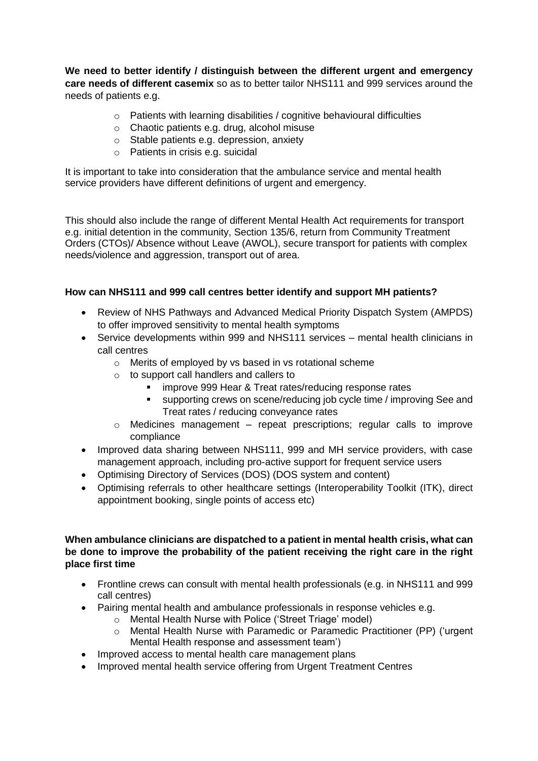**We need to better identify / distinguish between the different urgent and emergency care needs of different casemix** so as to better tailor NHS111 and 999 services around the needs of patients e.g.

- Patients with learning disabilities / cognitive behavioural difficulties
- Chaotic patients e.g. drug, alcohol misuse
- Stable patients e.g. depression, anxiety
- Patients in crisis e.g. suicidal

It is important to take into consideration that the ambulance service and mental health service providers have different definitions of urgent and emergency.

This should also include the range of different Mental Health Act requirements for transport e.g. initial detention in the community, Section 135/6, return from Community Treatment Orders (CTOs)/ Absence without Leave (AWOL), secure transport for patients with complex needs/violence and aggression, transport out of area.

**How can NHS111 and 999 call centres better identify and support MH patients?**

- Review of NHS Pathways and Advanced Medical Priority Dispatch System (AMPDS) to offer improved sensitivity to mental health symptoms
- Service developments within 999 and NHS111 services – mental health clinicians in call centres
  - Merits of employed by vs based in vs rotational scheme
  - to support call handlers and callers to
    - improve 999 Hear & Treat rates/reducing response rates
    - supporting crews on scene/reducing job cycle time / improving See and Treat rates / reducing conveyance rates
  - Medicines management – repeat prescriptions; regular calls to improve compliance
- Improved data sharing between NHS111, 999 and MH service providers, with case management approach, including pro-active support for frequent service users
- Optimising Directory of Services (DOS) (DOS system and content)
- Optimising referrals to other healthcare settings (Interoperability Toolkit (ITK), direct appointment booking, single points of access etc)

**When ambulance clinicians are dispatched to a patient in mental health crisis, what can be done to improve the probability of the patient receiving the right care in the right place first time**

- Frontline crews can consult with mental health professionals (e.g. in NHS111 and 999 call centres)
- Pairing mental health and ambulance professionals in response vehicles e.g.
  - Mental Health Nurse with Police ('Street Triage' model)
  - Mental Health Nurse with Paramedic or Paramedic Practitioner (PP) ('urgent Mental Health response and assessment team')
- Improved access to mental health care management plans
- Improved mental health service offering from Urgent Treatment Centres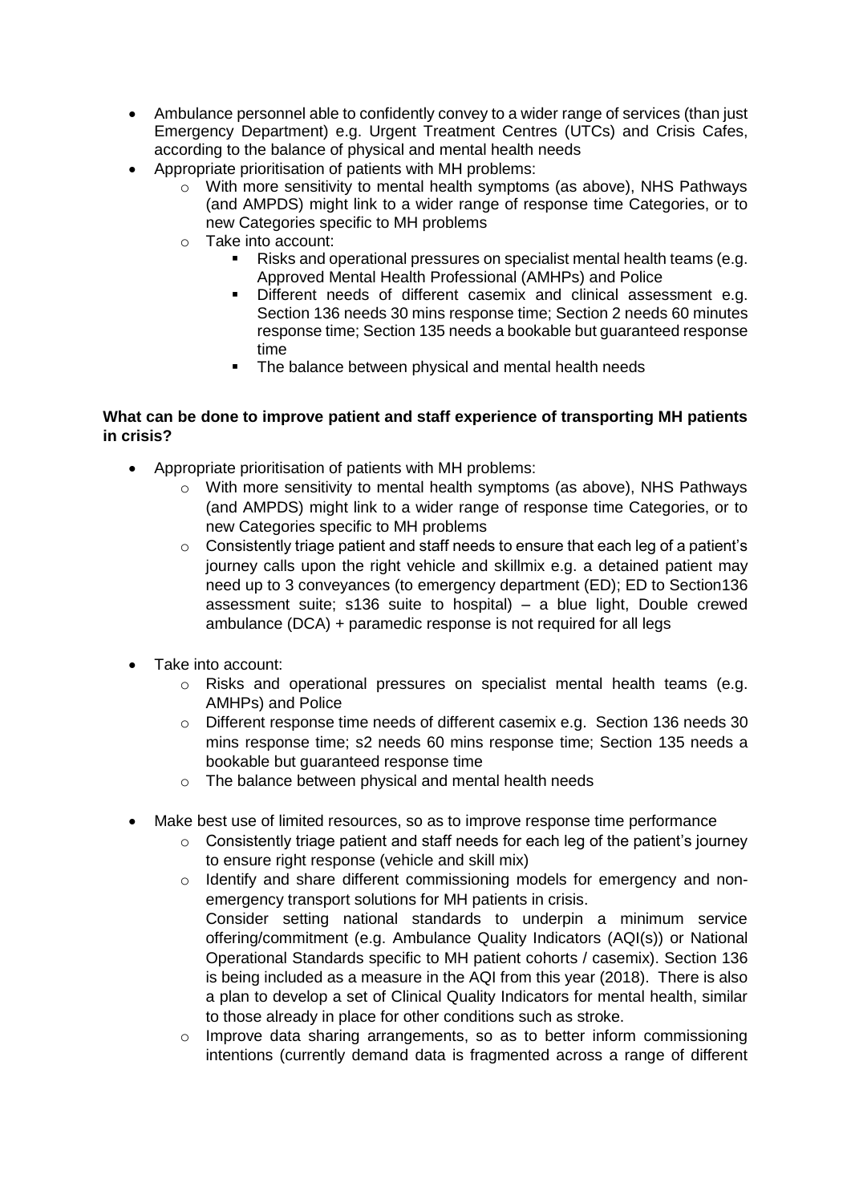- Ambulance personnel able to confidently convey to a wider range of services (than just Emergency Department) e.g. Urgent Treatment Centres (UTCs) and Crisis Cafes, according to the balance of physical and mental health needs
- Appropriate prioritisation of patients with MH problems:
  - With more sensitivity to mental health symptoms (as above), NHS Pathways (and AMPDS) might link to a wider range of response time Categories, or to new Categories specific to MH problems
  - Take into account:
    - Risks and operational pressures on specialist mental health teams (e.g. Approved Mental Health Professional (AMHPs) and Police
    - Different needs of different casemix and clinical assessment e.g. Section 136 needs 30 mins response time; Section 2 needs 60 minutes response time; Section 135 needs a bookable but guaranteed response time
    - The balance between physical and mental health needs

**What can be done to improve patient and staff experience of transporting MH patients in crisis?**

- Appropriate prioritisation of patients with MH problems:
  - With more sensitivity to mental health symptoms (as above), NHS Pathways (and AMPDS) might link to a wider range of response time Categories, or to new Categories specific to MH problems
  - Consistently triage patient and staff needs to ensure that each leg of a patient's journey calls upon the right vehicle and skillmix e.g. a detained patient may need up to 3 conveyances (to emergency department (ED); ED to Section136 assessment suite; s136 suite to hospital) – a blue light, Double crewed ambulance (DCA) + paramedic response is not required for all legs

- Take into account:
  - Risks and operational pressures on specialist mental health teams (e.g. AMHPs) and Police
  - Different response time needs of different casemix e.g. Section 136 needs 30 mins response time; s2 needs 60 mins response time; Section 135 needs a bookable but guaranteed response time
  - The balance between physical and mental health needs

- Make best use of limited resources, so as to improve response time performance
  - Consistently triage patient and staff needs for each leg of the patient's journey to ensure right response (vehicle and skill mix)
  - Identify and share different commissioning models for emergency and non-emergency transport solutions for MH patients in crisis.
    Consider setting national standards to underpin a minimum service offering/commitment (e.g. Ambulance Quality Indicators (AQI(s)) or National Operational Standards specific to MH patient cohorts / casemix). Section 136 is being included as a measure in the AQI from this year (2018). There is also a plan to develop a set of Clinical Quality Indicators for mental health, similar to those already in place for other conditions such as stroke.
  - Improve data sharing arrangements, so as to better inform commissioning intentions (currently demand data is fragmented across a range of different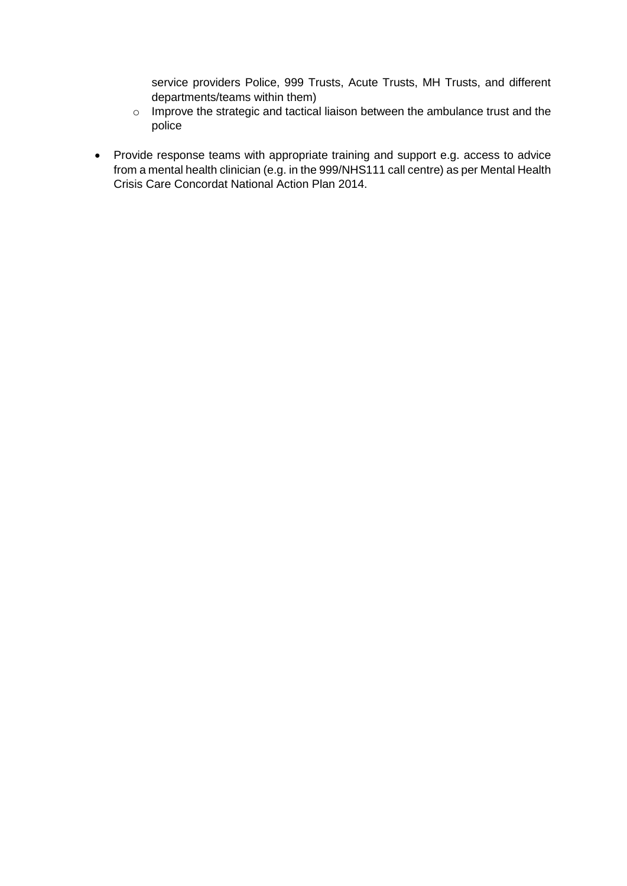service providers Police, 999 Trusts, Acute Trusts, MH Trusts, and different departments/teams within them)
  - Improve the strategic and tactical liaison between the ambulance trust and the police

- Provide response teams with appropriate training and support e.g. access to advice from a mental health clinician (e.g. in the 999/NHS111 call centre) as per Mental Health Crisis Care Concordat National Action Plan 2014.